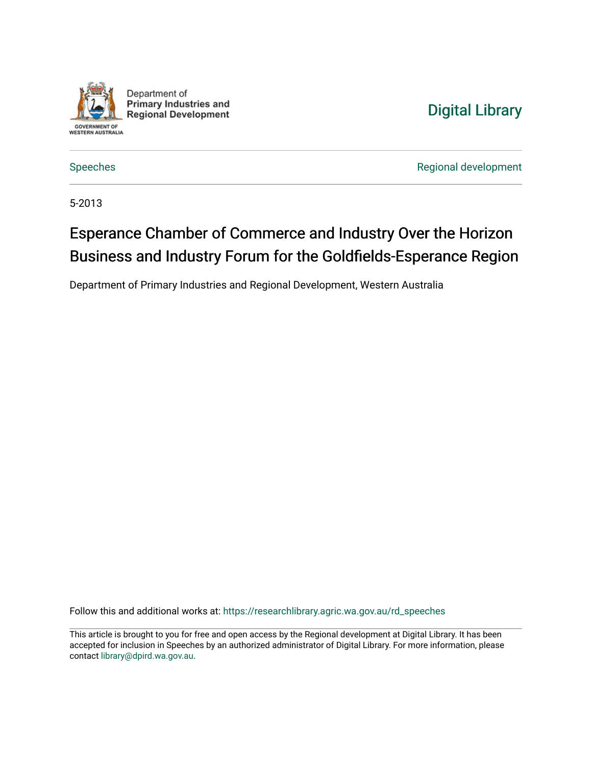Department of
**Primary Industries and Regional Development**

GOVERNMENT OF WESTERN AUSTRALIA

Digital Library

Speeches

Regional development

5-2013

# Esperance Chamber of Commerce and Industry Over the Horizon Business and Industry Forum for the Goldfields-Esperance Region

Department of Primary Industries and Regional Development, Western Australia

Follow this and additional works at: https://researchlibrary.agric.wa.gov.au/rd_speeches

This article is brought to you for free and open access by the Regional development at Digital Library. It has been accepted for inclusion in Speeches by an authorized administrator of Digital Library. For more information, please contact library@dpird.wa.gov.au.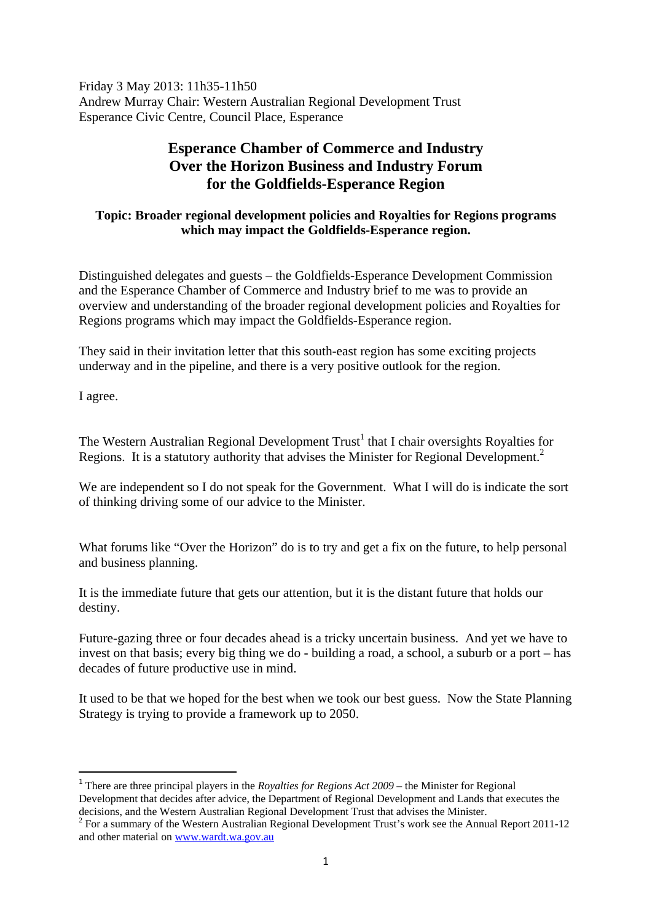Friday 3 May 2013: 11h35-11h50
Andrew Murray Chair: Western Australian Regional Development Trust
Esperance Civic Centre, Council Place, Esperance

# Esperance Chamber of Commerce and Industry
# Over the Horizon Business and Industry Forum
# for the Goldfields-Esperance Region

**Topic: Broader regional development policies and Royalties for Regions programs which may impact the Goldfields-Esperance region.**

Distinguished delegates and guests – the Goldfields-Esperance Development Commission and the Esperance Chamber of Commerce and Industry brief to me was to provide an overview and understanding of the broader regional development policies and Royalties for Regions programs which may impact the Goldfields-Esperance region.

They said in their invitation letter that this south-east region has some exciting projects underway and in the pipeline, and there is a very positive outlook for the region.

I agree.

The Western Australian Regional Development Trust[1] that I chair oversights Royalties for Regions. It is a statutory authority that advises the Minister for Regional Development.[2]

We are independent so I do not speak for the Government. What I will do is indicate the sort of thinking driving some of our advice to the Minister.

What forums like "Over the Horizon" do is to try and get a fix on the future, to help personal and business planning.

It is the immediate future that gets our attention, but it is the distant future that holds our destiny.

Future-gazing three or four decades ahead is a tricky uncertain business. And yet we have to invest on that basis; every big thing we do - building a road, a school, a suburb or a port – has decades of future productive use in mind.

It used to be that we hoped for the best when we took our best guess. Now the State Planning Strategy is trying to provide a framework up to 2050.

---

[1] There are three principal players in the *Royalties for Regions Act 2009* – the Minister for Regional Development that decides after advice, the Department of Regional Development and Lands that executes the decisions, and the Western Australian Regional Development Trust that advises the Minister.

[2] For a summary of the Western Australian Regional Development Trust's work see the Annual Report 2011-12 and other material on www.wardt.wa.gov.au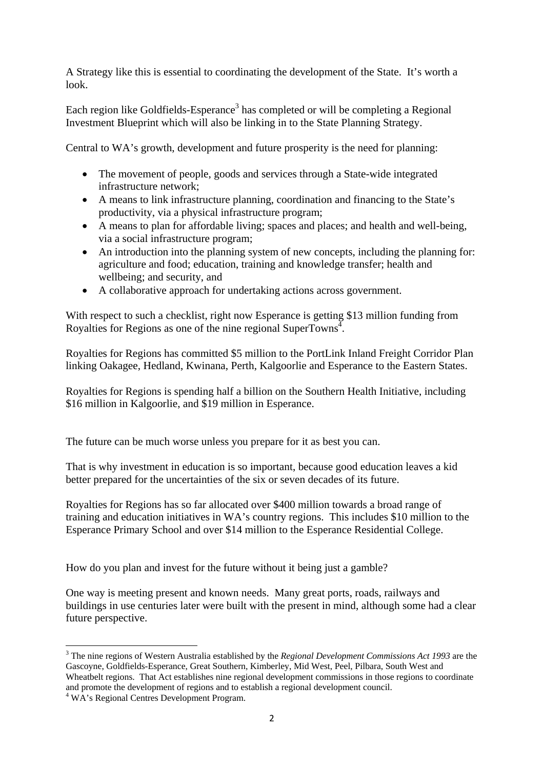A Strategy like this is essential to coordinating the development of the State. It's worth a look.

Each region like Goldfields-Esperance[3] has completed or will be completing a Regional Investment Blueprint which will also be linking in to the State Planning Strategy.

Central to WA's growth, development and future prosperity is the need for planning:

- The movement of people, goods and services through a State-wide integrated infrastructure network;
- A means to link infrastructure planning, coordination and financing to the State's productivity, via a physical infrastructure program;
- A means to plan for affordable living; spaces and places; and health and well-being, via a social infrastructure program;
- An introduction into the planning system of new concepts, including the planning for: agriculture and food; education, training and knowledge transfer; health and wellbeing; and security, and
- A collaborative approach for undertaking actions across government.

With respect to such a checklist, right now Esperance is getting $13 million funding from Royalties for Regions as one of the nine regional SuperTowns[4].

Royalties for Regions has committed $5 million to the PortLink Inland Freight Corridor Plan linking Oakagee, Hedland, Kwinana, Perth, Kalgoorlie and Esperance to the Eastern States.

Royalties for Regions is spending half a billion on the Southern Health Initiative, including $16 million in Kalgoorlie, and $19 million in Esperance.

The future can be much worse unless you prepare for it as best you can.

That is why investment in education is so important, because good education leaves a kid better prepared for the uncertainties of the six or seven decades of its future.

Royalties for Regions has so far allocated over $400 million towards a broad range of training and education initiatives in WA's country regions. This includes $10 million to the Esperance Primary School and over $14 million to the Esperance Residential College.

How do you plan and invest for the future without it being just a gamble?

One way is meeting present and known needs. Many great ports, roads, railways and buildings in use centuries later were built with the present in mind, although some had a clear future perspective.

---

[3] The nine regions of Western Australia established by the *Regional Development Commissions Act 1993* are the Gascoyne, Goldfields-Esperance, Great Southern, Kimberley, Mid West, Peel, Pilbara, South West and Wheatbelt regions. That Act establishes nine regional development commissions in those regions to coordinate and promote the development of regions and to establish a regional development council.

[4] WA's Regional Centres Development Program.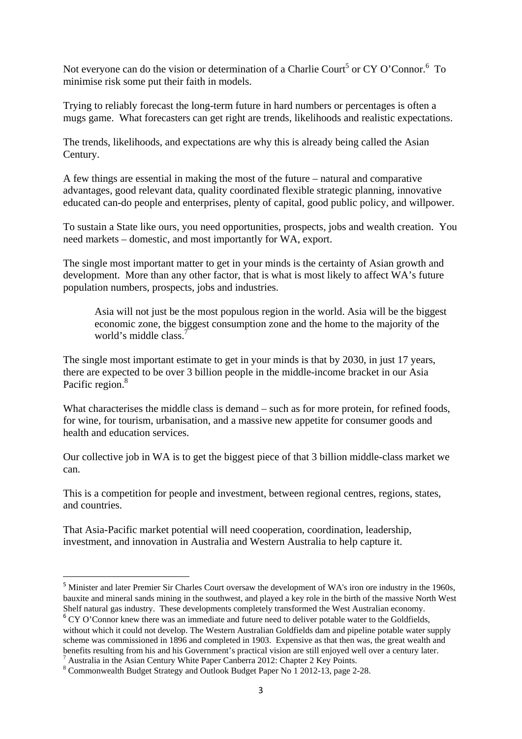Not everyone can do the vision or determination of a Charlie Court[5] or CY O'Connor.[6] To minimise risk some put their faith in models.

Trying to reliably forecast the long-term future in hard numbers or percentages is often a mugs game. What forecasters can get right are trends, likelihoods and realistic expectations.

The trends, likelihoods, and expectations are why this is already being called the Asian Century.

A few things are essential in making the most of the future – natural and comparative advantages, good relevant data, quality coordinated flexible strategic planning, innovative educated can-do people and enterprises, plenty of capital, good public policy, and willpower.

To sustain a State like ours, you need opportunities, prospects, jobs and wealth creation. You need markets – domestic, and most importantly for WA, export.

The single most important matter to get in your minds is the certainty of Asian growth and development. More than any other factor, that is what is most likely to affect WA's future population numbers, prospects, jobs and industries.

> Asia will not just be the most populous region in the world. Asia will be the biggest economic zone, the biggest consumption zone and the home to the majority of the world's middle class.[7]

The single most important estimate to get in your minds is that by 2030, in just 17 years, there are expected to be over 3 billion people in the middle-income bracket in our Asia Pacific region.[8]

What characterises the middle class is demand – such as for more protein, for refined foods, for wine, for tourism, urbanisation, and a massive new appetite for consumer goods and health and education services.

Our collective job in WA is to get the biggest piece of that 3 billion middle-class market we can.

This is a competition for people and investment, between regional centres, regions, states, and countries.

That Asia-Pacific market potential will need cooperation, coordination, leadership, investment, and innovation in Australia and Western Australia to help capture it.

---

[5] Minister and later Premier Sir Charles Court oversaw the development of WA's iron ore industry in the 1960s, bauxite and mineral sands mining in the southwest, and played a key role in the birth of the massive North West Shelf natural gas industry. These developments completely transformed the West Australian economy.

[6] CY O'Connor knew there was an immediate and future need to deliver potable water to the Goldfields, without which it could not develop. The Western Australian Goldfields dam and pipeline potable water supply scheme was commissioned in 1896 and completed in 1903. Expensive as that then was, the great wealth and benefits resulting from his and his Government's practical vision are still enjoyed well over a century later.

[7] Australia in the Asian Century White Paper Canberra 2012: Chapter 2 Key Points.

[8] Commonwealth Budget Strategy and Outlook Budget Paper No 1 2012-13, page 2-28.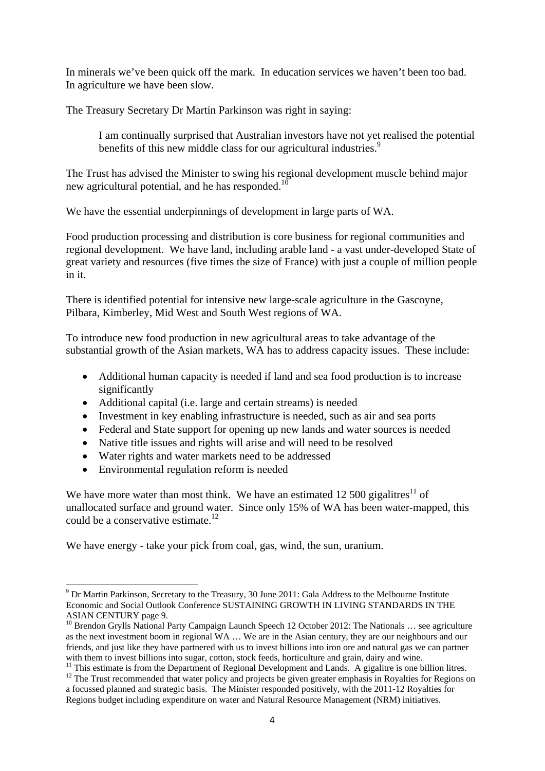In minerals we've been quick off the mark. In education services we haven't been too bad. In agriculture we have been slow.

The Treasury Secretary Dr Martin Parkinson was right in saying:

> I am continually surprised that Australian investors have not yet realised the potential benefits of this new middle class for our agricultural industries.[9]

The Trust has advised the Minister to swing his regional development muscle behind major new agricultural potential, and he has responded.[10]

We have the essential underpinnings of development in large parts of WA.

Food production processing and distribution is core business for regional communities and regional development. We have land, including arable land - a vast under-developed State of great variety and resources (five times the size of France) with just a couple of million people in it.

There is identified potential for intensive new large-scale agriculture in the Gascoyne, Pilbara, Kimberley, Mid West and South West regions of WA.

To introduce new food production in new agricultural areas to take advantage of the substantial growth of the Asian markets, WA has to address capacity issues. These include:

- Additional human capacity is needed if land and sea food production is to increase significantly
- Additional capital (i.e. large and certain streams) is needed
- Investment in key enabling infrastructure is needed, such as air and sea ports
- Federal and State support for opening up new lands and water sources is needed
- Native title issues and rights will arise and will need to be resolved
- Water rights and water markets need to be addressed
- Environmental regulation reform is needed

We have more water than most think. We have an estimated 12 500 gigalitres[11] of unallocated surface and ground water. Since only 15% of WA has been water-mapped, this could be a conservative estimate.[12]

We have energy - take your pick from coal, gas, wind, the sun, uranium.

---

[9] Dr Martin Parkinson, Secretary to the Treasury, 30 June 2011: Gala Address to the Melbourne Institute Economic and Social Outlook Conference SUSTAINING GROWTH IN LIVING STANDARDS IN THE ASIAN CENTURY page 9.

[10] Brendon Grylls National Party Campaign Launch Speech 12 October 2012: The Nationals … see agriculture as the next investment boom in regional WA … We are in the Asian century, they are our neighbours and our friends, and just like they have partnered with us to invest billions into iron ore and natural gas we can partner with them to invest billions into sugar, cotton, stock feeds, horticulture and grain, dairy and wine.

[11] This estimate is from the Department of Regional Development and Lands. A gigalitre is one billion litres.

[12] The Trust recommended that water policy and projects be given greater emphasis in Royalties for Regions on a focussed planned and strategic basis. The Minister responded positively, with the 2011-12 Royalties for Regions budget including expenditure on water and Natural Resource Management (NRM) initiatives.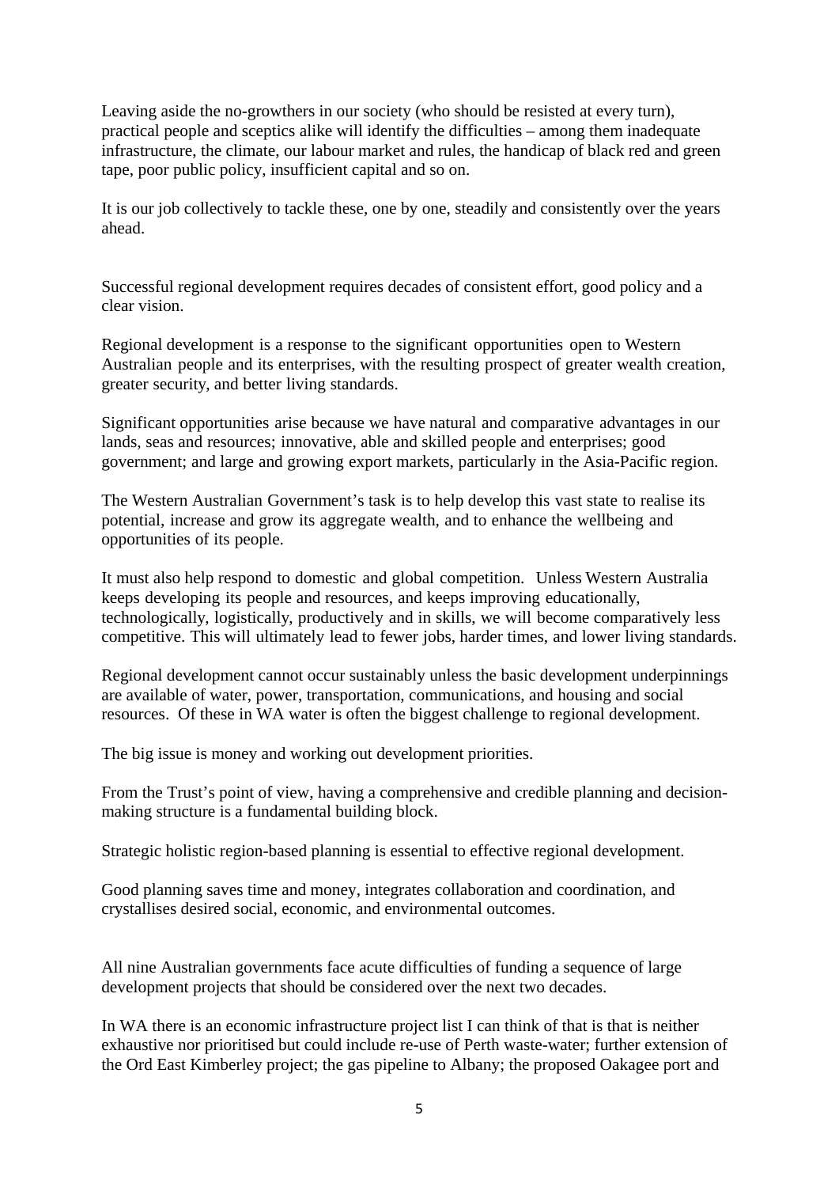Leaving aside the no-growthers in our society (who should be resisted at every turn), practical people and sceptics alike will identify the difficulties – among them inadequate infrastructure, the climate, our labour market and rules, the handicap of black red and green tape, poor public policy, insufficient capital and so on.

It is our job collectively to tackle these, one by one, steadily and consistently over the years ahead.

Successful regional development requires decades of consistent effort, good policy and a clear vision.

Regional development is a response to the significant opportunities open to Western Australian people and its enterprises, with the resulting prospect of greater wealth creation, greater security, and better living standards.

Significant opportunities arise because we have natural and comparative advantages in our lands, seas and resources; innovative, able and skilled people and enterprises; good government; and large and growing export markets, particularly in the Asia-Pacific region.

The Western Australian Government's task is to help develop this vast state to realise its potential, increase and grow its aggregate wealth, and to enhance the wellbeing and opportunities of its people.

It must also help respond to domestic and global competition. Unless Western Australia keeps developing its people and resources, and keeps improving educationally, technologically, logistically, productively and in skills, we will become comparatively less competitive. This will ultimately lead to fewer jobs, harder times, and lower living standards.

Regional development cannot occur sustainably unless the basic development underpinnings are available of water, power, transportation, communications, and housing and social resources. Of these in WA water is often the biggest challenge to regional development.

The big issue is money and working out development priorities.

From the Trust's point of view, having a comprehensive and credible planning and decision-making structure is a fundamental building block.

Strategic holistic region-based planning is essential to effective regional development.

Good planning saves time and money, integrates collaboration and coordination, and crystallises desired social, economic, and environmental outcomes.

All nine Australian governments face acute difficulties of funding a sequence of large development projects that should be considered over the next two decades.

In WA there is an economic infrastructure project list I can think of that is that is neither exhaustive nor prioritised but could include re-use of Perth waste-water; further extension of the Ord East Kimberley project; the gas pipeline to Albany; the proposed Oakagee port and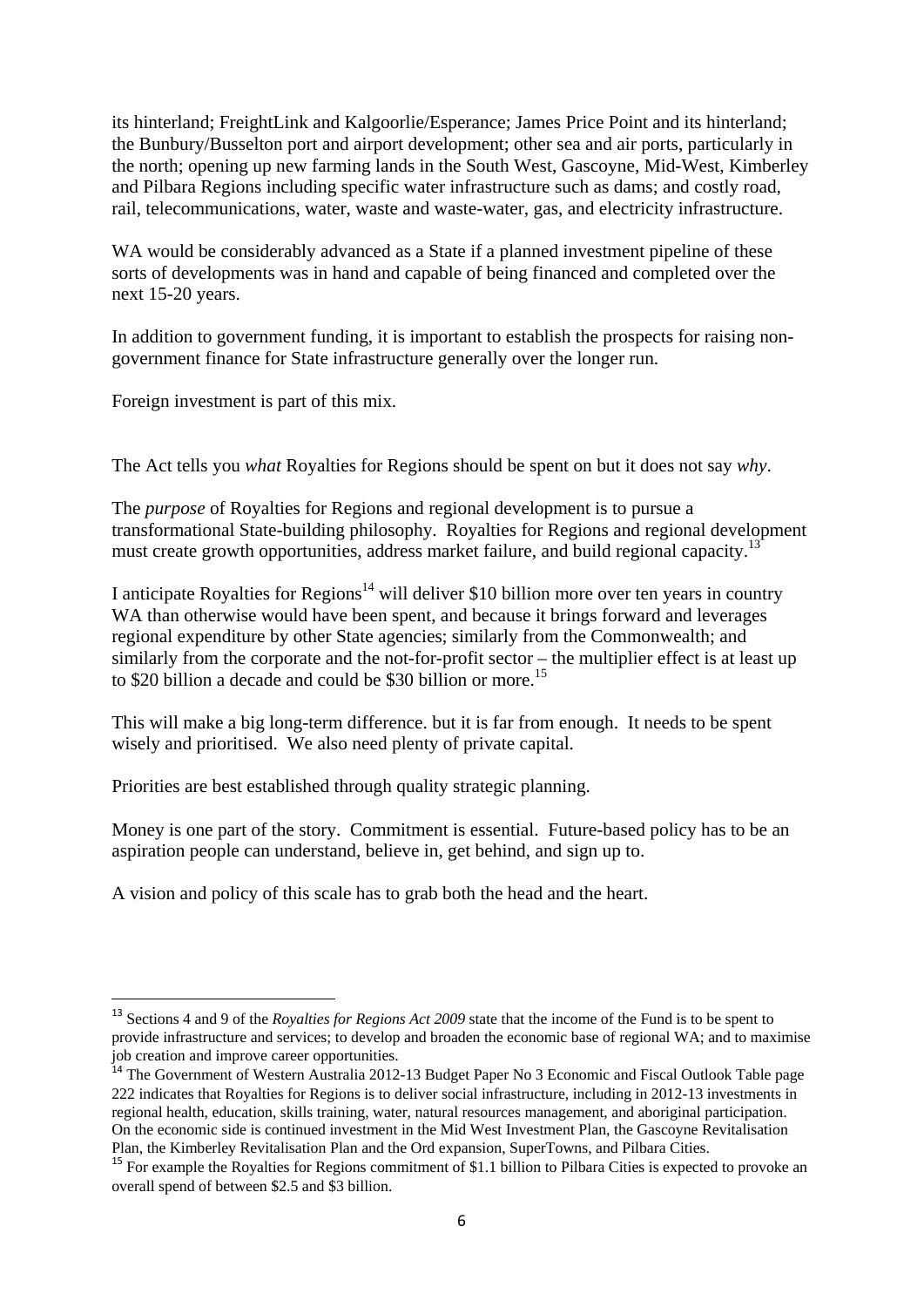its hinterland; FreightLink and Kalgoorlie/Esperance; James Price Point and its hinterland; the Bunbury/Busselton port and airport development; other sea and air ports, particularly in the north; opening up new farming lands in the South West, Gascoyne, Mid-West, Kimberley and Pilbara Regions including specific water infrastructure such as dams; and costly road, rail, telecommunications, water, waste and waste-water, gas, and electricity infrastructure.

WA would be considerably advanced as a State if a planned investment pipeline of these sorts of developments was in hand and capable of being financed and completed over the next 15-20 years.

In addition to government funding, it is important to establish the prospects for raising non-government finance for State infrastructure generally over the longer run.

Foreign investment is part of this mix.

The Act tells you *what* Royalties for Regions should be spent on but it does not say *why*.

The *purpose* of Royalties for Regions and regional development is to pursue a transformational State-building philosophy. Royalties for Regions and regional development must create growth opportunities, address market failure, and build regional capacity.[13]

I anticipate Royalties for Regions[14] will deliver \$10 billion more over ten years in country WA than otherwise would have been spent, and because it brings forward and leverages regional expenditure by other State agencies; similarly from the Commonwealth; and similarly from the corporate and the not-for-profit sector – the multiplier effect is at least up to \$20 billion a decade and could be \$30 billion or more.[15]

This will make a big long-term difference. but it is far from enough. It needs to be spent wisely and prioritised. We also need plenty of private capital.

Priorities are best established through quality strategic planning.

Money is one part of the story. Commitment is essential. Future-based policy has to be an aspiration people can understand, believe in, get behind, and sign up to.

A vision and policy of this scale has to grab both the head and the heart.

---

[13] Sections 4 and 9 of the *Royalties for Regions Act 2009* state that the income of the Fund is to be spent to provide infrastructure and services; to develop and broaden the economic base of regional WA; and to maximise job creation and improve career opportunities.

[14] The Government of Western Australia 2012-13 Budget Paper No 3 Economic and Fiscal Outlook Table page 222 indicates that Royalties for Regions is to deliver social infrastructure, including in 2012-13 investments in regional health, education, skills training, water, natural resources management, and aboriginal participation. On the economic side is continued investment in the Mid West Investment Plan, the Gascoyne Revitalisation Plan, the Kimberley Revitalisation Plan and the Ord expansion, SuperTowns, and Pilbara Cities.

[15] For example the Royalties for Regions commitment of \$1.1 billion to Pilbara Cities is expected to provoke an overall spend of between \$2.5 and \$3 billion.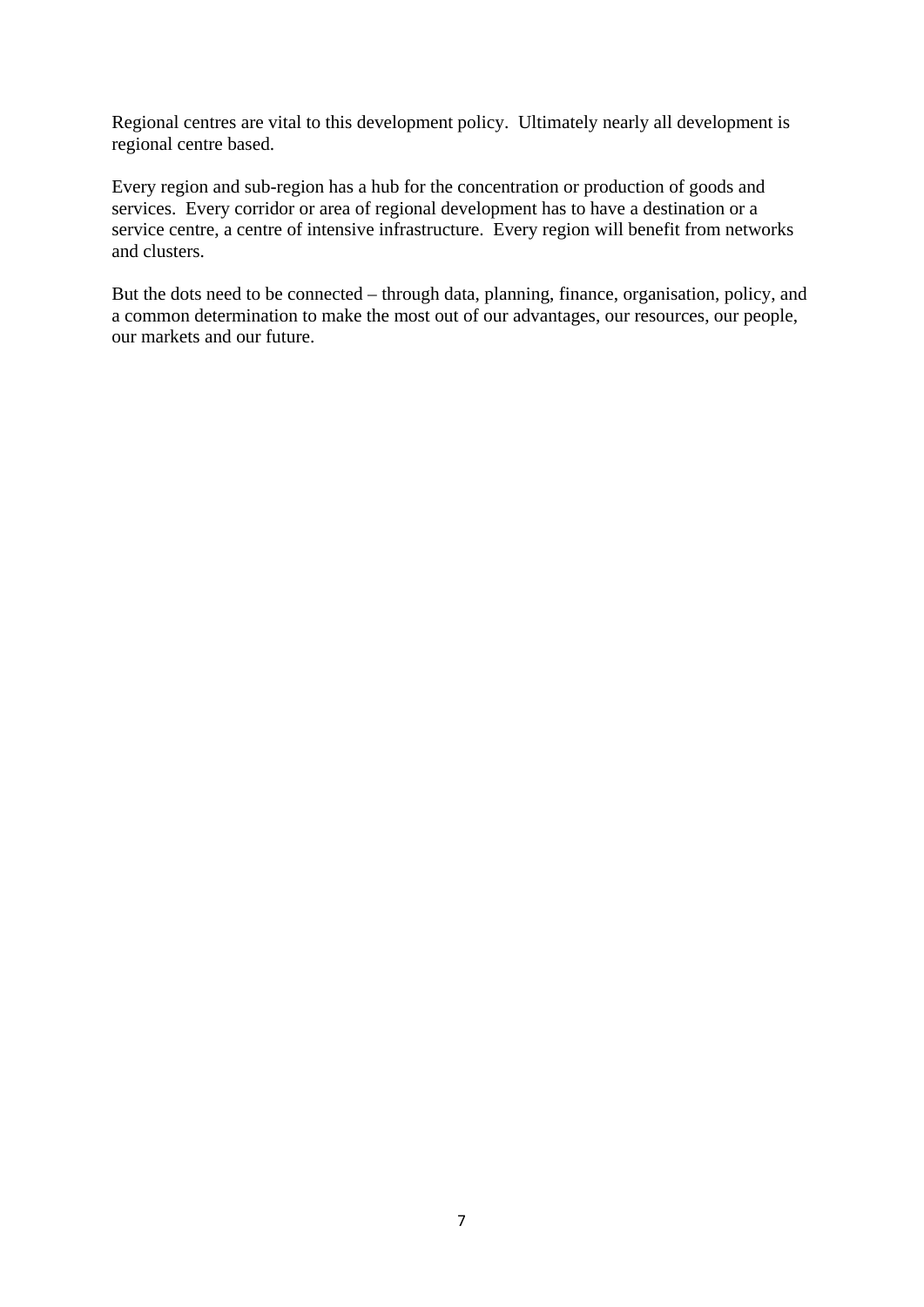Regional centres are vital to this development policy. Ultimately nearly all development is regional centre based.

Every region and sub-region has a hub for the concentration or production of goods and services. Every corridor or area of regional development has to have a destination or a service centre, a centre of intensive infrastructure. Every region will benefit from networks and clusters.

But the dots need to be connected – through data, planning, finance, organisation, policy, and a common determination to make the most out of our advantages, our resources, our people, our markets and our future.